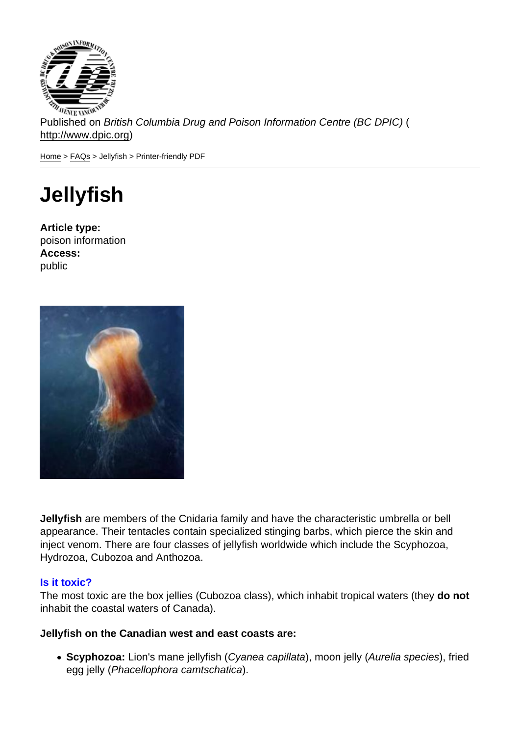Published on *British Columbia Drug and Poison Information Centre (BC DPIC)* (http://www.dpic.org)

Home > FAQs > Jellyfish > Printer-friendly PDF

# Jellyfish

**Article type:**
poison information
**Access:**
public

**Jellyfish** are members of the Cnidaria family and have the characteristic umbrella or bell appearance. Their tentacles contain specialized stinging barbs, which pierce the skin and inject venom. There are four classes of jellyfish worldwide which include the Scyphozoa, Hydrozoa, Cubozoa and Anthozoa.

## Is it toxic?

The most toxic are the box jellies (Cubozoa class), which inhabit tropical waters (they **do not** inhabit the coastal waters of Canada).

**Jellyfish on the Canadian west and east coasts are:**

- **Scyphozoa:** Lion's mane jellyfish (*Cyanea capillata*), moon jelly (*Aurelia species*), fried egg jelly (*Phacellophora camtschatica*).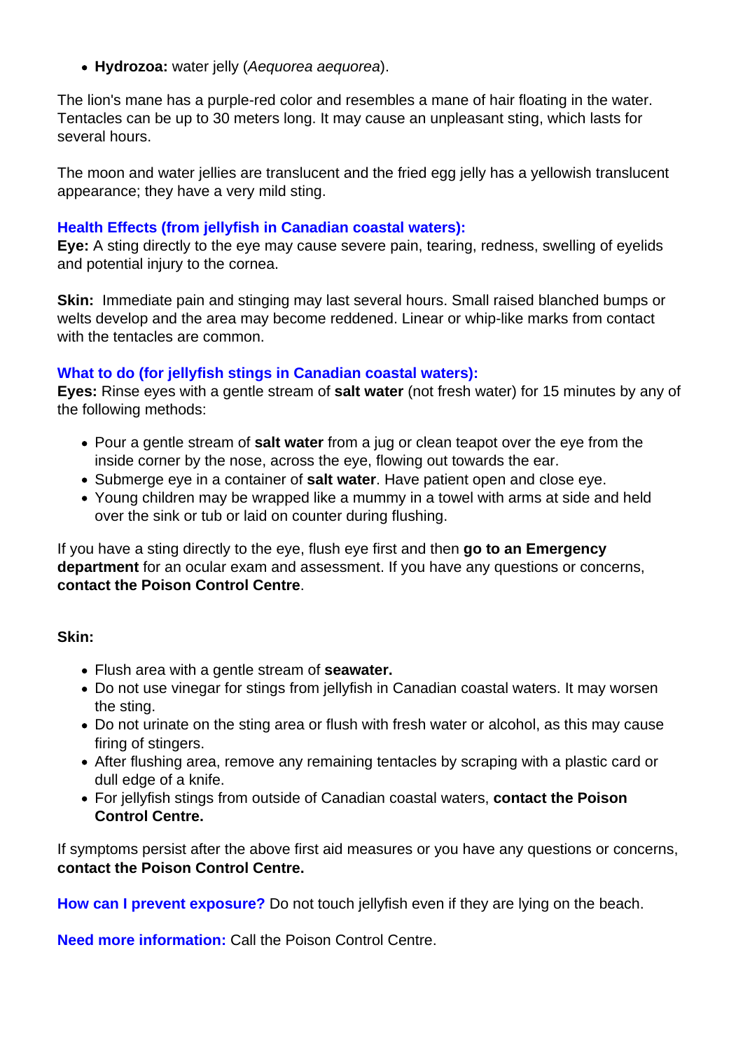- **Hydrozoa:** water jelly (*Aequorea aequorea*).

The lion's mane has a purple-red color and resembles a mane of hair floating in the water. Tentacles can be up to 30 meters long. It may cause an unpleasant sting, which lasts for several hours.

The moon and water jellies are translucent and the fried egg jelly has a yellowish translucent appearance; they have a very mild sting.

**Health Effects (from jellyfish in Canadian coastal waters):**

**Eye:** A sting directly to the eye may cause severe pain, tearing, redness, swelling of eyelids and potential injury to the cornea.

**Skin:** Immediate pain and stinging may last several hours. Small raised blanched bumps or welts develop and the area may become reddened. Linear or whip-like marks from contact with the tentacles are common.

**What to do (for jellyfish stings in Canadian coastal waters):**

**Eyes:** Rinse eyes with a gentle stream of **salt water** (not fresh water) for 15 minutes by any of the following methods:

- Pour a gentle stream of **salt water** from a jug or clean teapot over the eye from the inside corner by the nose, across the eye, flowing out towards the ear.
- Submerge eye in a container of **salt water**. Have patient open and close eye.
- Young children may be wrapped like a mummy in a towel with arms at side and held over the sink or tub or laid on counter during flushing.

If you have a sting directly to the eye, flush eye first and then **go to an Emergency department** for an ocular exam and assessment. If you have any questions or concerns, **contact the Poison Control Centre**.

**Skin:**

- Flush area with a gentle stream of **seawater.**
- Do not use vinegar for stings from jellyfish in Canadian coastal waters. It may worsen the sting.
- Do not urinate on the sting area or flush with fresh water or alcohol, as this may cause firing of stingers.
- After flushing area, remove any remaining tentacles by scraping with a plastic card or dull edge of a knife.
- For jellyfish stings from outside of Canadian coastal waters, **contact the Poison Control Centre.**

If symptoms persist after the above first aid measures or you have any questions or concerns, **contact the Poison Control Centre.**

**How can I prevent exposure?** Do not touch jellyfish even if they are lying on the beach.

**Need more information:** Call the Poison Control Centre.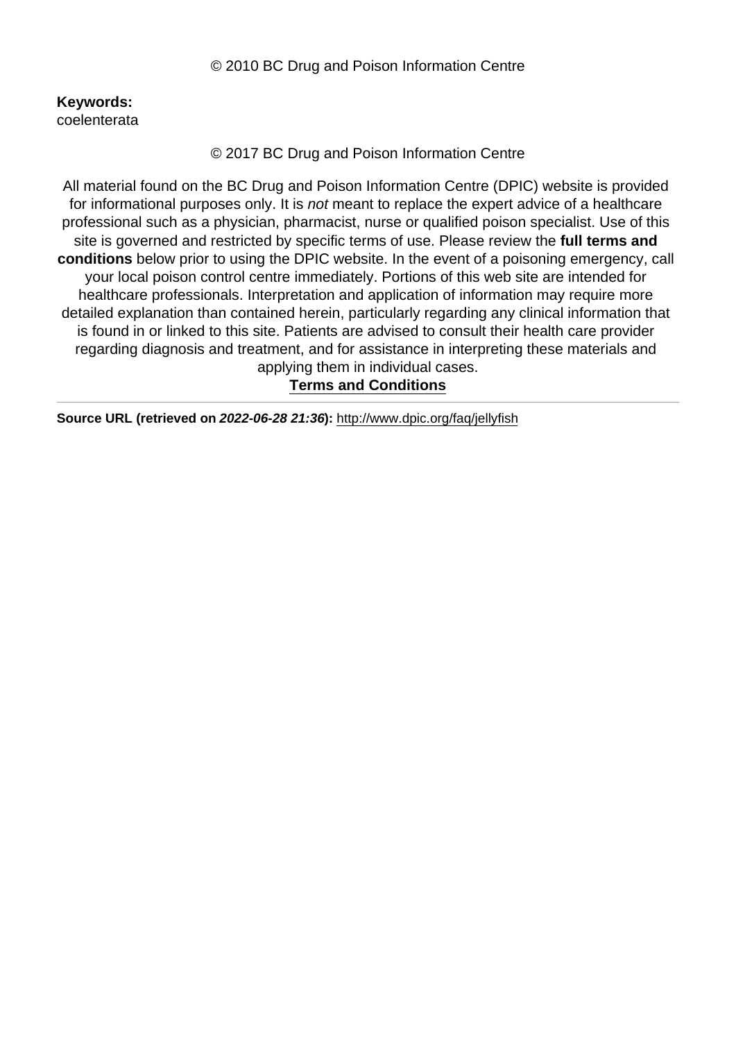© 2010 BC Drug and Poison Information Centre

**Keywords:**
coelenterata

© 2017 BC Drug and Poison Information Centre

All material found on the BC Drug and Poison Information Centre (DPIC) website is provided for informational purposes only. It is *not* meant to replace the expert advice of a healthcare professional such as a physician, pharmacist, nurse or qualified poison specialist. Use of this site is governed and restricted by specific terms of use. Please review the **full terms and conditions** below prior to using the DPIC website. In the event of a poisoning emergency, call your local poison control centre immediately. Portions of this web site are intended for healthcare professionals. Interpretation and application of information may require more detailed explanation than contained herein, particularly regarding any clinical information that is found in or linked to this site. Patients are advised to consult their health care provider regarding diagnosis and treatment, and for assistance in interpreting these materials and applying them in individual cases.

**Terms and Conditions**

---

**Source URL (retrieved on *2022-06-28 21:36*):** http://www.dpic.org/faq/jellyfish